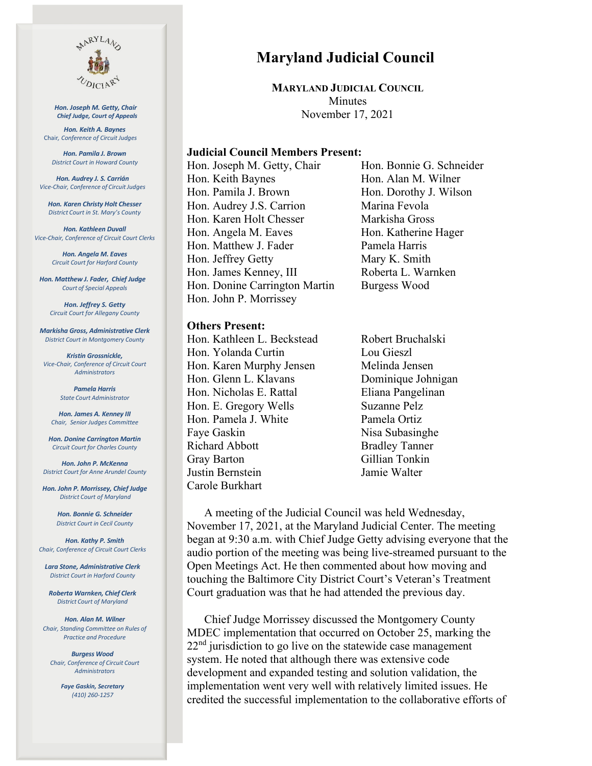Hon. Joseph M. Getty, Chair
*Chief Judge, Court of Appeals*

Hon. Keith A. Baynes
*Chair, Conference of Circuit Judges*

Hon. Pamila J. Brown
*District Court in Howard County*

Hon. Audrey J. S. Carrián
*Vice-Chair, Conference of Circuit Judges*

Hon. Karen Christy Holt Chesser
*District Court in St. Mary's County*

Hon. Kathleen Duvall
*Vice-Chair, Conference of Circuit Court Clerks*

Hon. Angela M. Eaves
*Circuit Court for Harford County*

Hon. Matthew J. Fader, Chief Judge
*Court of Special Appeals*

Hon. Jeffrey S. Getty
*Circuit Court for Allegany County*

Markisha Gross, Administrative Clerk
*District Court in Montgomery County*

Kristin Grossnickle,
*Vice-Chair, Conference of Circuit Court Administrators*

Pamela Harris
*State Court Administrator*

Hon. James A. Kenney III
*Chair, Senior Judges Committee*

Hon. Donine Carrington Martin
*Circuit Court for Charles County*

Hon. John P. McKenna
*District Court for Anne Arundel County*

Hon. John P. Morrissey, Chief Judge
*District Court of Maryland*

Hon. Bonnie G. Schneider
*District Court in Cecil County*

Hon. Kathy P. Smith
*Chair, Conference of Circuit Court Clerks*

Lara Stone, Administrative Clerk
*District Court in Harford County*

Roberta Warnken, Chief Clerk
*District Court of Maryland*

Hon. Alan M. Wilner
*Chair, Standing Committee on Rules of Practice and Procedure*

Burgess Wood
*Chair, Conference of Circuit Court Administrators*

Faye Gaskin, Secretary
*(410) 260-1257*

# Maryland Judicial Council

**MARYLAND JUDICIAL COUNCIL**
Minutes
November 17, 2021

**Judicial Council Members Present:**

Hon. Joseph M. Getty, Chair
Hon. Keith Baynes
Hon. Pamila J. Brown
Hon. Audrey J.S. Carrion
Hon. Karen Holt Chesser
Hon. Angela M. Eaves
Hon. Matthew J. Fader
Hon. Jeffrey Getty
Hon. James Kenney, III
Hon. Donine Carrington Martin
Hon. John P. Morrissey
Hon. Bonnie G. Schneider
Hon. Alan M. Wilner
Hon. Dorothy J. Wilson
Marina Fevola
Markisha Gross
Hon. Katherine Hager
Pamela Harris
Mary K. Smith
Roberta L. Warnken
Burgess Wood

**Others Present:**

Hon. Kathleen L. Beckstead
Hon. Yolanda Curtin
Hon. Karen Murphy Jensen
Hon. Glenn L. Klavans
Hon. Nicholas E. Rattal
Hon. E. Gregory Wells
Hon. Pamela J. White
Faye Gaskin
Richard Abbott
Gray Barton
Justin Bernstein
Carole Burkhart
Robert Bruchalski
Lou Gieszl
Melinda Jensen
Dominique Johnigan
Eliana Pangelinan
Suzanne Pelz
Pamela Ortiz
Nisa Subasinghe
Bradley Tanner
Gillian Tonkin
Jamie Walter

A meeting of the Judicial Council was held Wednesday, November 17, 2021, at the Maryland Judicial Center. The meeting began at 9:30 a.m. with Chief Judge Getty advising everyone that the audio portion of the meeting was being live-streamed pursuant to the Open Meetings Act. He then commented about how moving and touching the Baltimore City District Court's Veteran's Treatment Court graduation was that he had attended the previous day.

Chief Judge Morrissey discussed the Montgomery County MDEC implementation that occurred on October 25, marking the 22nd jurisdiction to go live on the statewide case management system. He noted that although there was extensive code development and expanded testing and solution validation, the implementation went very well with relatively limited issues. He credited the successful implementation to the collaborative efforts of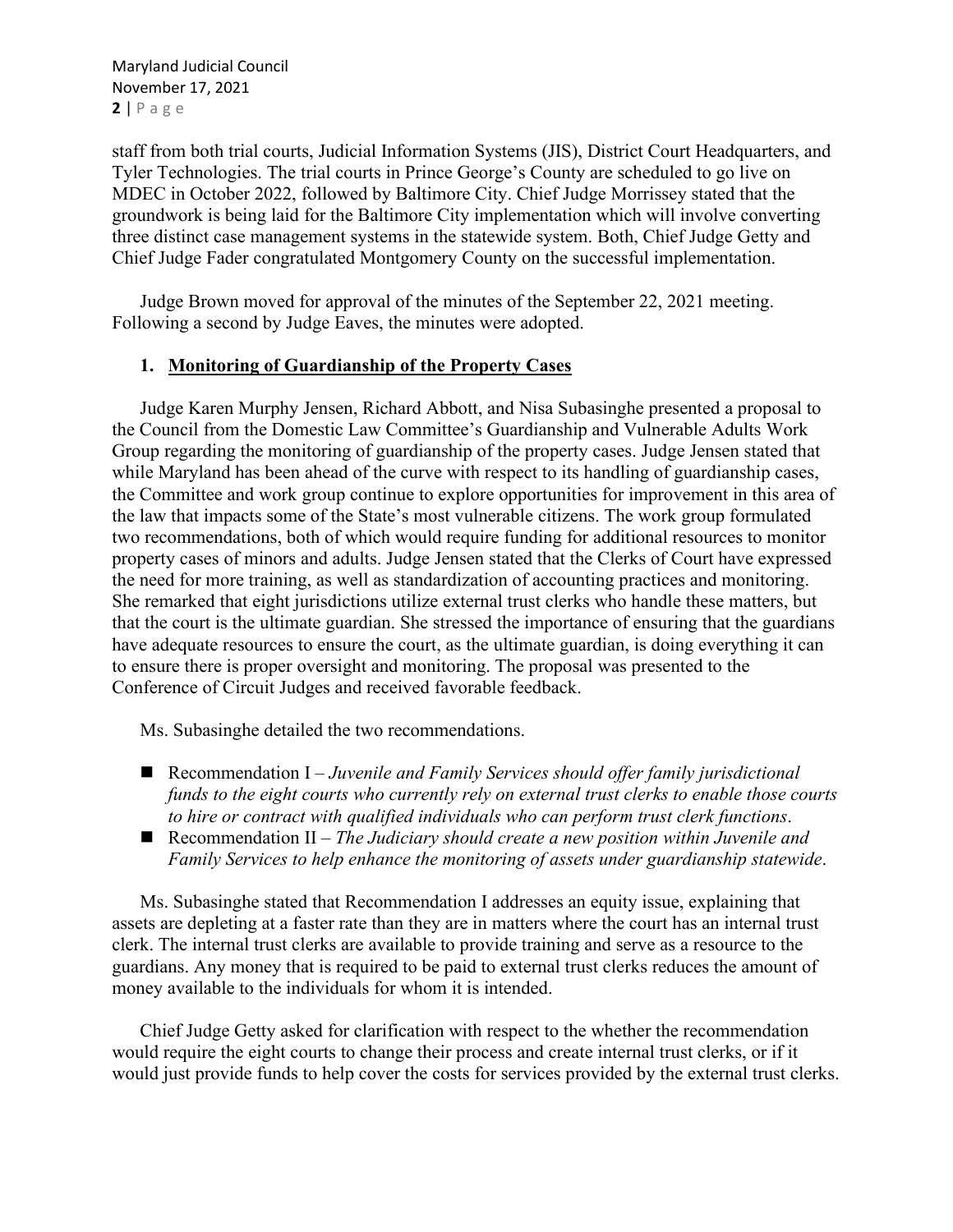staff from both trial courts, Judicial Information Systems (JIS), District Court Headquarters, and Tyler Technologies. The trial courts in Prince George's County are scheduled to go live on MDEC in October 2022, followed by Baltimore City. Chief Judge Morrissey stated that the groundwork is being laid for the Baltimore City implementation which will involve converting three distinct case management systems in the statewide system. Both, Chief Judge Getty and Chief Judge Fader congratulated Montgomery County on the successful implementation.

Judge Brown moved for approval of the minutes of the September 22, 2021 meeting. Following a second by Judge Eaves, the minutes were adopted.

## 1. Monitoring of Guardianship of the Property Cases

Judge Karen Murphy Jensen, Richard Abbott, and Nisa Subasinghe presented a proposal to the Council from the Domestic Law Committee's Guardianship and Vulnerable Adults Work Group regarding the monitoring of guardianship of the property cases. Judge Jensen stated that while Maryland has been ahead of the curve with respect to its handling of guardianship cases, the Committee and work group continue to explore opportunities for improvement in this area of the law that impacts some of the State's most vulnerable citizens. The work group formulated two recommendations, both of which would require funding for additional resources to monitor property cases of minors and adults. Judge Jensen stated that the Clerks of Court have expressed the need for more training, as well as standardization of accounting practices and monitoring. She remarked that eight jurisdictions utilize external trust clerks who handle these matters, but that the court is the ultimate guardian. She stressed the importance of ensuring that the guardians have adequate resources to ensure the court, as the ultimate guardian, is doing everything it can to ensure there is proper oversight and monitoring. The proposal was presented to the Conference of Circuit Judges and received favorable feedback.

Ms. Subasinghe detailed the two recommendations.

- Recommendation I – *Juvenile and Family Services should offer family jurisdictional funds to the eight courts who currently rely on external trust clerks to enable those courts to hire or contract with qualified individuals who can perform trust clerk functions*.
- Recommendation II – *The Judiciary should create a new position within Juvenile and Family Services to help enhance the monitoring of assets under guardianship statewide*.

Ms. Subasinghe stated that Recommendation I addresses an equity issue, explaining that assets are depleting at a faster rate than they are in matters where the court has an internal trust clerk. The internal trust clerks are available to provide training and serve as a resource to the guardians. Any money that is required to be paid to external trust clerks reduces the amount of money available to the individuals for whom it is intended.

Chief Judge Getty asked for clarification with respect to the whether the recommendation would require the eight courts to change their process and create internal trust clerks, or if it would just provide funds to help cover the costs for services provided by the external trust clerks.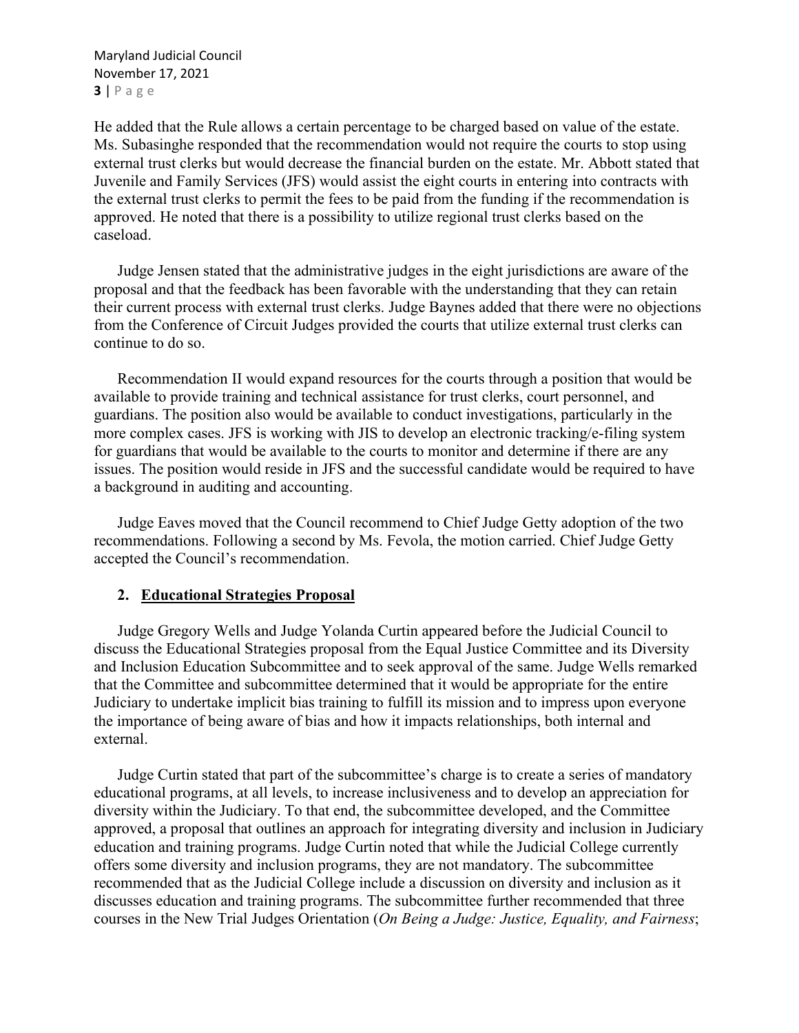He added that the Rule allows a certain percentage to be charged based on value of the estate. Ms. Subasinghe responded that the recommendation would not require the courts to stop using external trust clerks but would decrease the financial burden on the estate. Mr. Abbott stated that Juvenile and Family Services (JFS) would assist the eight courts in entering into contracts with the external trust clerks to permit the fees to be paid from the funding if the recommendation is approved. He noted that there is a possibility to utilize regional trust clerks based on the caseload.

Judge Jensen stated that the administrative judges in the eight jurisdictions are aware of the proposal and that the feedback has been favorable with the understanding that they can retain their current process with external trust clerks. Judge Baynes added that there were no objections from the Conference of Circuit Judges provided the courts that utilize external trust clerks can continue to do so.

Recommendation II would expand resources for the courts through a position that would be available to provide training and technical assistance for trust clerks, court personnel, and guardians. The position also would be available to conduct investigations, particularly in the more complex cases. JFS is working with JIS to develop an electronic tracking/e-filing system for guardians that would be available to the courts to monitor and determine if there are any issues. The position would reside in JFS and the successful candidate would be required to have a background in auditing and accounting.

Judge Eaves moved that the Council recommend to Chief Judge Getty adoption of the two recommendations. Following a second by Ms. Fevola, the motion carried. Chief Judge Getty accepted the Council's recommendation.

## 2. Educational Strategies Proposal

Judge Gregory Wells and Judge Yolanda Curtin appeared before the Judicial Council to discuss the Educational Strategies proposal from the Equal Justice Committee and its Diversity and Inclusion Education Subcommittee and to seek approval of the same. Judge Wells remarked that the Committee and subcommittee determined that it would be appropriate for the entire Judiciary to undertake implicit bias training to fulfill its mission and to impress upon everyone the importance of being aware of bias and how it impacts relationships, both internal and external.

Judge Curtin stated that part of the subcommittee's charge is to create a series of mandatory educational programs, at all levels, to increase inclusiveness and to develop an appreciation for diversity within the Judiciary. To that end, the subcommittee developed, and the Committee approved, a proposal that outlines an approach for integrating diversity and inclusion in Judiciary education and training programs. Judge Curtin noted that while the Judicial College currently offers some diversity and inclusion programs, they are not mandatory. The subcommittee recommended that as the Judicial College include a discussion on diversity and inclusion as it discusses education and training programs. The subcommittee further recommended that three courses in the New Trial Judges Orientation (*On Being a Judge: Justice, Equality, and Fairness*;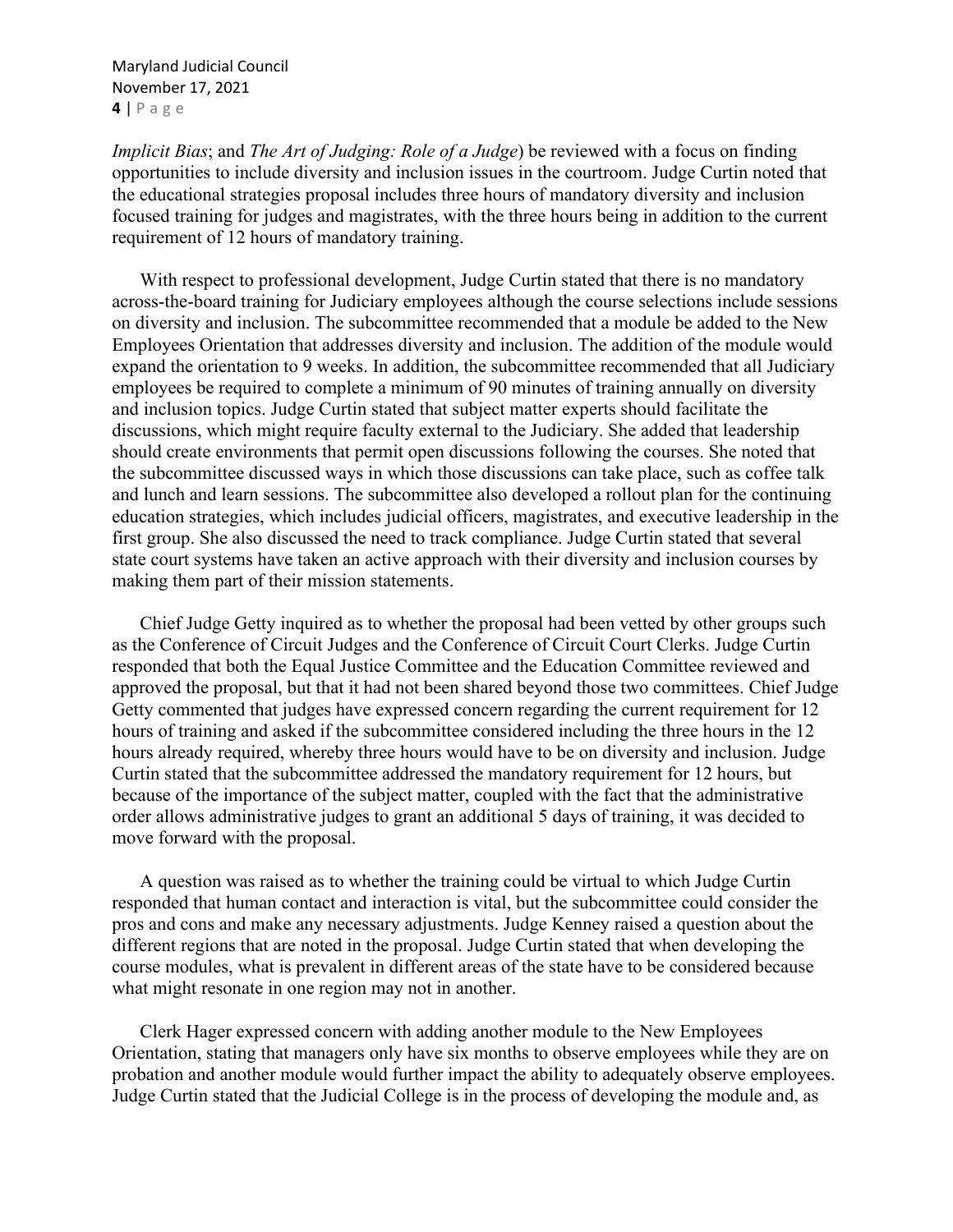*Implicit Bias*; and *The Art of Judging: Role of a Judge*) be reviewed with a focus on finding opportunities to include diversity and inclusion issues in the courtroom. Judge Curtin noted that the educational strategies proposal includes three hours of mandatory diversity and inclusion focused training for judges and magistrates, with the three hours being in addition to the current requirement of 12 hours of mandatory training.

With respect to professional development, Judge Curtin stated that there is no mandatory across-the-board training for Judiciary employees although the course selections include sessions on diversity and inclusion. The subcommittee recommended that a module be added to the New Employees Orientation that addresses diversity and inclusion. The addition of the module would expand the orientation to 9 weeks. In addition, the subcommittee recommended that all Judiciary employees be required to complete a minimum of 90 minutes of training annually on diversity and inclusion topics. Judge Curtin stated that subject matter experts should facilitate the discussions, which might require faculty external to the Judiciary. She added that leadership should create environments that permit open discussions following the courses. She noted that the subcommittee discussed ways in which those discussions can take place, such as coffee talk and lunch and learn sessions. The subcommittee also developed a rollout plan for the continuing education strategies, which includes judicial officers, magistrates, and executive leadership in the first group. She also discussed the need to track compliance. Judge Curtin stated that several state court systems have taken an active approach with their diversity and inclusion courses by making them part of their mission statements.

Chief Judge Getty inquired as to whether the proposal had been vetted by other groups such as the Conference of Circuit Judges and the Conference of Circuit Court Clerks. Judge Curtin responded that both the Equal Justice Committee and the Education Committee reviewed and approved the proposal, but that it had not been shared beyond those two committees. Chief Judge Getty commented that judges have expressed concern regarding the current requirement for 12 hours of training and asked if the subcommittee considered including the three hours in the 12 hours already required, whereby three hours would have to be on diversity and inclusion. Judge Curtin stated that the subcommittee addressed the mandatory requirement for 12 hours, but because of the importance of the subject matter, coupled with the fact that the administrative order allows administrative judges to grant an additional 5 days of training, it was decided to move forward with the proposal.

A question was raised as to whether the training could be virtual to which Judge Curtin responded that human contact and interaction is vital, but the subcommittee could consider the pros and cons and make any necessary adjustments. Judge Kenney raised a question about the different regions that are noted in the proposal. Judge Curtin stated that when developing the course modules, what is prevalent in different areas of the state have to be considered because what might resonate in one region may not in another.

Clerk Hager expressed concern with adding another module to the New Employees Orientation, stating that managers only have six months to observe employees while they are on probation and another module would further impact the ability to adequately observe employees. Judge Curtin stated that the Judicial College is in the process of developing the module and, as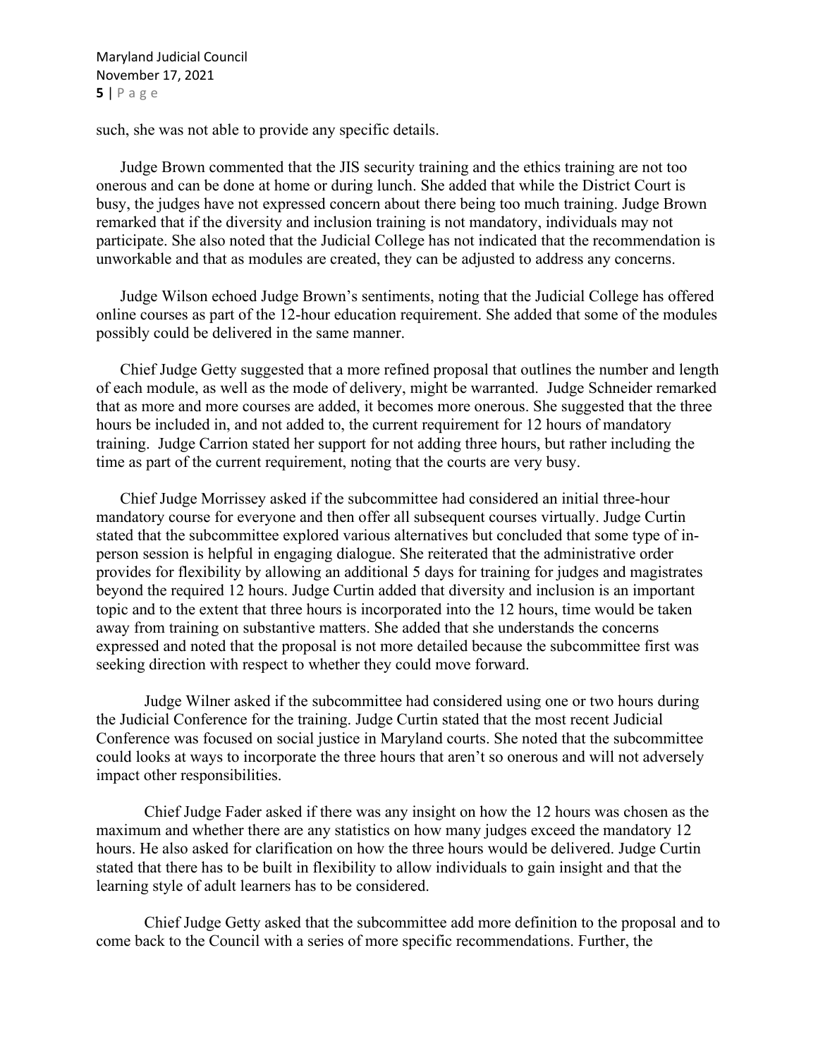such, she was not able to provide any specific details.

Judge Brown commented that the JIS security training and the ethics training are not too onerous and can be done at home or during lunch. She added that while the District Court is busy, the judges have not expressed concern about there being too much training. Judge Brown remarked that if the diversity and inclusion training is not mandatory, individuals may not participate. She also noted that the Judicial College has not indicated that the recommendation is unworkable and that as modules are created, they can be adjusted to address any concerns.

Judge Wilson echoed Judge Brown's sentiments, noting that the Judicial College has offered online courses as part of the 12-hour education requirement. She added that some of the modules possibly could be delivered in the same manner.

Chief Judge Getty suggested that a more refined proposal that outlines the number and length of each module, as well as the mode of delivery, might be warranted. Judge Schneider remarked that as more and more courses are added, it becomes more onerous. She suggested that the three hours be included in, and not added to, the current requirement for 12 hours of mandatory training. Judge Carrion stated her support for not adding three hours, but rather including the time as part of the current requirement, noting that the courts are very busy.

Chief Judge Morrissey asked if the subcommittee had considered an initial three-hour mandatory course for everyone and then offer all subsequent courses virtually. Judge Curtin stated that the subcommittee explored various alternatives but concluded that some type of in-person session is helpful in engaging dialogue. She reiterated that the administrative order provides for flexibility by allowing an additional 5 days for training for judges and magistrates beyond the required 12 hours. Judge Curtin added that diversity and inclusion is an important topic and to the extent that three hours is incorporated into the 12 hours, time would be taken away from training on substantive matters. She added that she understands the concerns expressed and noted that the proposal is not more detailed because the subcommittee first was seeking direction with respect to whether they could move forward.

Judge Wilner asked if the subcommittee had considered using one or two hours during the Judicial Conference for the training. Judge Curtin stated that the most recent Judicial Conference was focused on social justice in Maryland courts. She noted that the subcommittee could looks at ways to incorporate the three hours that aren't so onerous and will not adversely impact other responsibilities.

Chief Judge Fader asked if there was any insight on how the 12 hours was chosen as the maximum and whether there are any statistics on how many judges exceed the mandatory 12 hours. He also asked for clarification on how the three hours would be delivered. Judge Curtin stated that there has to be built in flexibility to allow individuals to gain insight and that the learning style of adult learners has to be considered.

Chief Judge Getty asked that the subcommittee add more definition to the proposal and to come back to the Council with a series of more specific recommendations. Further, the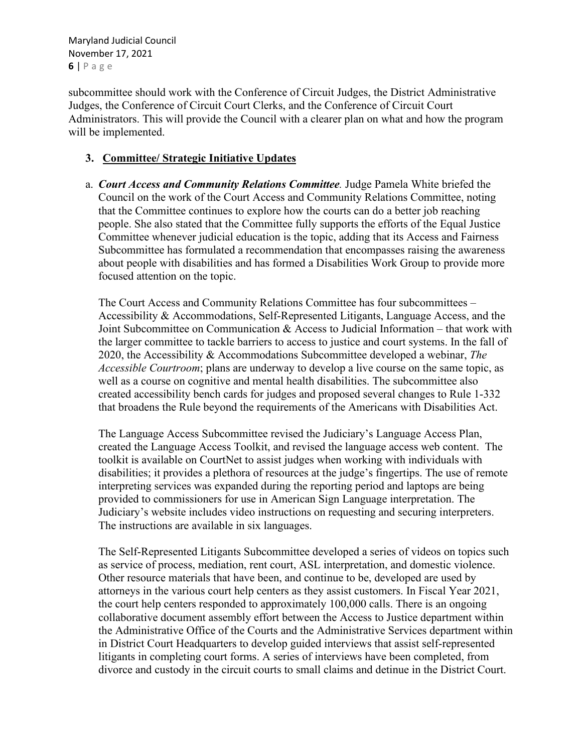subcommittee should work with the Conference of Circuit Judges, the District Administrative Judges, the Conference of Circuit Court Clerks, and the Conference of Circuit Court Administrators. This will provide the Council with a clearer plan on what and how the program will be implemented.

## 3. Committee/ Strategic Initiative Updates

a. ***Court Access and Community Relations Committee*.** Judge Pamela White briefed the Council on the work of the Court Access and Community Relations Committee, noting that the Committee continues to explore how the courts can do a better job reaching people. She also stated that the Committee fully supports the efforts of the Equal Justice Committee whenever judicial education is the topic, adding that its Access and Fairness Subcommittee has formulated a recommendation that encompasses raising the awareness about people with disabilities and has formed a Disabilities Work Group to provide more focused attention on the topic.

The Court Access and Community Relations Committee has four subcommittees – Accessibility & Accommodations, Self-Represented Litigants, Language Access, and the Joint Subcommittee on Communication & Access to Judicial Information – that work with the larger committee to tackle barriers to access to justice and court systems. In the fall of 2020, the Accessibility & Accommodations Subcommittee developed a webinar, *The Accessible Courtroom*; plans are underway to develop a live course on the same topic, as well as a course on cognitive and mental health disabilities. The subcommittee also created accessibility bench cards for judges and proposed several changes to Rule 1-332 that broadens the Rule beyond the requirements of the Americans with Disabilities Act.

The Language Access Subcommittee revised the Judiciary's Language Access Plan, created the Language Access Toolkit, and revised the language access web content. The toolkit is available on CourtNet to assist judges when working with individuals with disabilities; it provides a plethora of resources at the judge's fingertips. The use of remote interpreting services was expanded during the reporting period and laptops are being provided to commissioners for use in American Sign Language interpretation. The Judiciary's website includes video instructions on requesting and securing interpreters. The instructions are available in six languages.

The Self-Represented Litigants Subcommittee developed a series of videos on topics such as service of process, mediation, rent court, ASL interpretation, and domestic violence. Other resource materials that have been, and continue to be, developed are used by attorneys in the various court help centers as they assist customers. In Fiscal Year 2021, the court help centers responded to approximately 100,000 calls. There is an ongoing collaborative document assembly effort between the Access to Justice department within the Administrative Office of the Courts and the Administrative Services department within in District Court Headquarters to develop guided interviews that assist self-represented litigants in completing court forms. A series of interviews have been completed, from divorce and custody in the circuit courts to small claims and detinue in the District Court.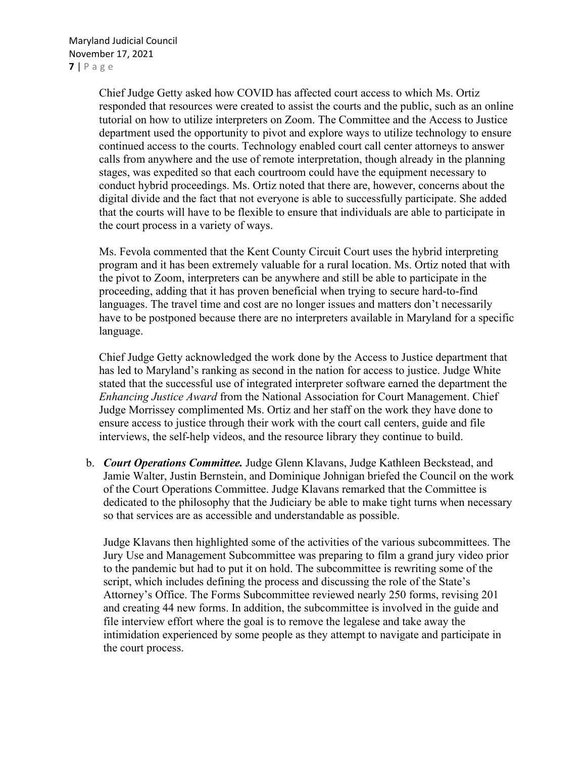Chief Judge Getty asked how COVID has affected court access to which Ms. Ortiz responded that resources were created to assist the courts and the public, such as an online tutorial on how to utilize interpreters on Zoom. The Committee and the Access to Justice department used the opportunity to pivot and explore ways to utilize technology to ensure continued access to the courts. Technology enabled court call center attorneys to answer calls from anywhere and the use of remote interpretation, though already in the planning stages, was expedited so that each courtroom could have the equipment necessary to conduct hybrid proceedings. Ms. Ortiz noted that there are, however, concerns about the digital divide and the fact that not everyone is able to successfully participate. She added that the courts will have to be flexible to ensure that individuals are able to participate in the court process in a variety of ways.

Ms. Fevola commented that the Kent County Circuit Court uses the hybrid interpreting program and it has been extremely valuable for a rural location. Ms. Ortiz noted that with the pivot to Zoom, interpreters can be anywhere and still be able to participate in the proceeding, adding that it has proven beneficial when trying to secure hard-to-find languages. The travel time and cost are no longer issues and matters don't necessarily have to be postponed because there are no interpreters available in Maryland for a specific language.

Chief Judge Getty acknowledged the work done by the Access to Justice department that has led to Maryland's ranking as second in the nation for access to justice. Judge White stated that the successful use of integrated interpreter software earned the department the *Enhancing Justice Award* from the National Association for Court Management. Chief Judge Morrissey complimented Ms. Ortiz and her staff on the work they have done to ensure access to justice through their work with the court call centers, guide and file interviews, the self-help videos, and the resource library they continue to build.

b. ***Court Operations Committee.*** Judge Glenn Klavans, Judge Kathleen Beckstead, and Jamie Walter, Justin Bernstein, and Dominique Johnigan briefed the Council on the work of the Court Operations Committee. Judge Klavans remarked that the Committee is dedicated to the philosophy that the Judiciary be able to make tight turns when necessary so that services are as accessible and understandable as possible.

   Judge Klavans then highlighted some of the activities of the various subcommittees. The Jury Use and Management Subcommittee was preparing to film a grand jury video prior to the pandemic but had to put it on hold. The subcommittee is rewriting some of the script, which includes defining the process and discussing the role of the State's Attorney's Office. The Forms Subcommittee reviewed nearly 250 forms, revising 201 and creating 44 new forms. In addition, the subcommittee is involved in the guide and file interview effort where the goal is to remove the legalese and take away the intimidation experienced by some people as they attempt to navigate and participate in the court process.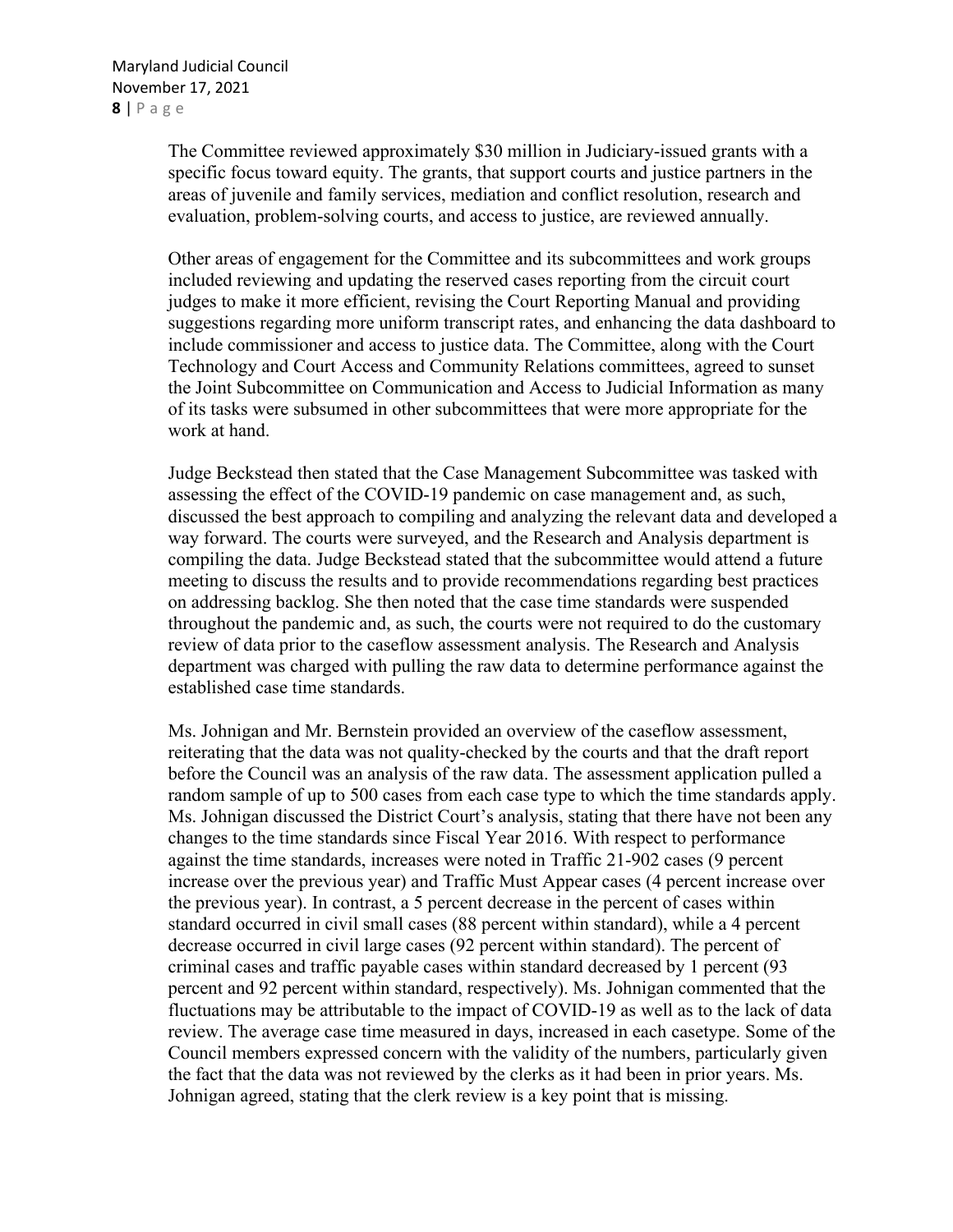The Committee reviewed approximately $30 million in Judiciary-issued grants with a specific focus toward equity. The grants, that support courts and justice partners in the areas of juvenile and family services, mediation and conflict resolution, research and evaluation, problem-solving courts, and access to justice, are reviewed annually.

Other areas of engagement for the Committee and its subcommittees and work groups included reviewing and updating the reserved cases reporting from the circuit court judges to make it more efficient, revising the Court Reporting Manual and providing suggestions regarding more uniform transcript rates, and enhancing the data dashboard to include commissioner and access to justice data. The Committee, along with the Court Technology and Court Access and Community Relations committees, agreed to sunset the Joint Subcommittee on Communication and Access to Judicial Information as many of its tasks were subsumed in other subcommittees that were more appropriate for the work at hand.

Judge Beckstead then stated that the Case Management Subcommittee was tasked with assessing the effect of the COVID-19 pandemic on case management and, as such, discussed the best approach to compiling and analyzing the relevant data and developed a way forward. The courts were surveyed, and the Research and Analysis department is compiling the data. Judge Beckstead stated that the subcommittee would attend a future meeting to discuss the results and to provide recommendations regarding best practices on addressing backlog. She then noted that the case time standards were suspended throughout the pandemic and, as such, the courts were not required to do the customary review of data prior to the caseflow assessment analysis. The Research and Analysis department was charged with pulling the raw data to determine performance against the established case time standards.

Ms. Johnigan and Mr. Bernstein provided an overview of the caseflow assessment, reiterating that the data was not quality-checked by the courts and that the draft report before the Council was an analysis of the raw data. The assessment application pulled a random sample of up to 500 cases from each case type to which the time standards apply. Ms. Johnigan discussed the District Court's analysis, stating that there have not been any changes to the time standards since Fiscal Year 2016. With respect to performance against the time standards, increases were noted in Traffic 21-902 cases (9 percent increase over the previous year) and Traffic Must Appear cases (4 percent increase over the previous year). In contrast, a 5 percent decrease in the percent of cases within standard occurred in civil small cases (88 percent within standard), while a 4 percent decrease occurred in civil large cases (92 percent within standard). The percent of criminal cases and traffic payable cases within standard decreased by 1 percent (93 percent and 92 percent within standard, respectively). Ms. Johnigan commented that the fluctuations may be attributable to the impact of COVID-19 as well as to the lack of data review. The average case time measured in days, increased in each casetype. Some of the Council members expressed concern with the validity of the numbers, particularly given the fact that the data was not reviewed by the clerks as it had been in prior years. Ms. Johnigan agreed, stating that the clerk review is a key point that is missing.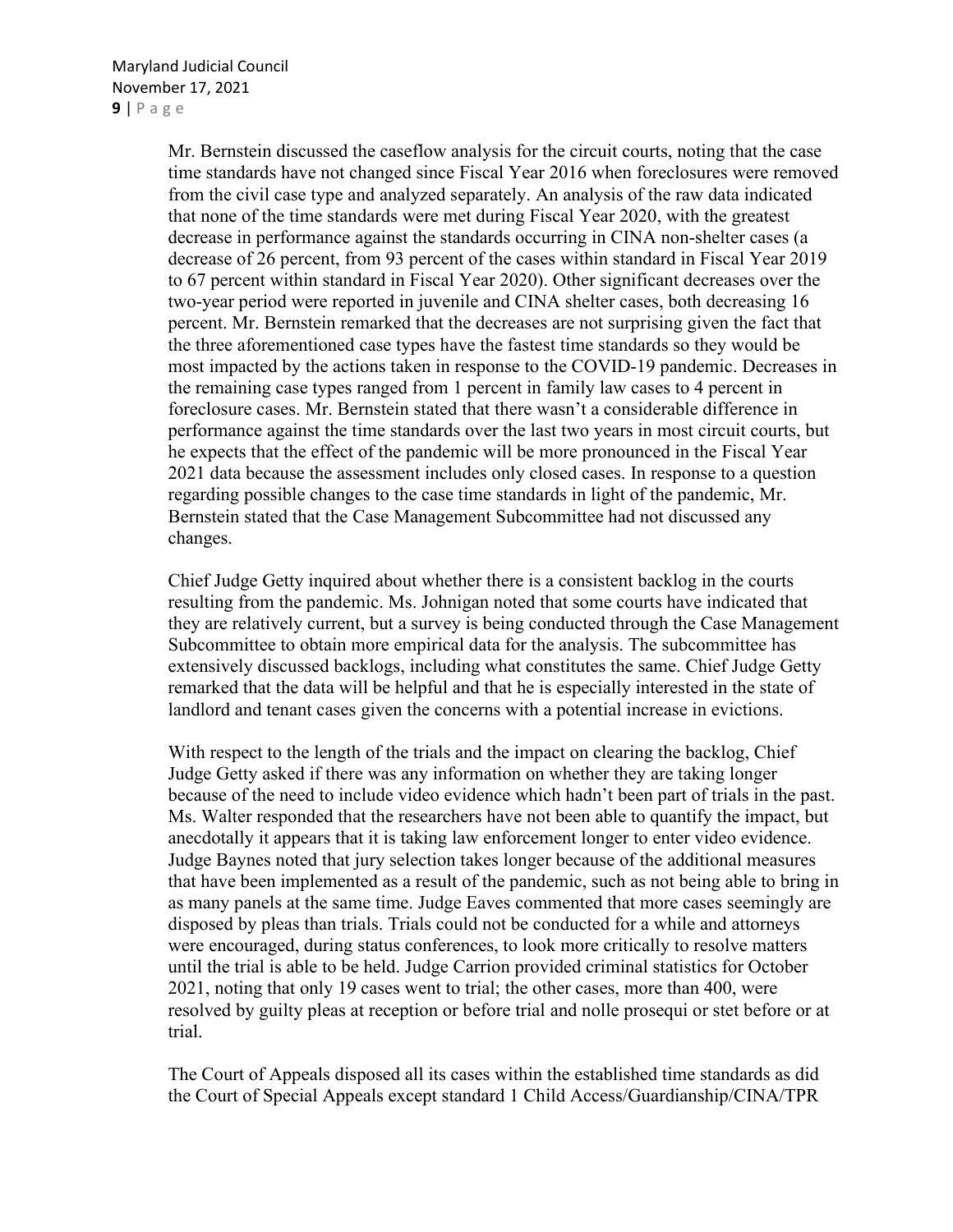Mr. Bernstein discussed the caseflow analysis for the circuit courts, noting that the case time standards have not changed since Fiscal Year 2016 when foreclosures were removed from the civil case type and analyzed separately. An analysis of the raw data indicated that none of the time standards were met during Fiscal Year 2020, with the greatest decrease in performance against the standards occurring in CINA non-shelter cases (a decrease of 26 percent, from 93 percent of the cases within standard in Fiscal Year 2019 to 67 percent within standard in Fiscal Year 2020). Other significant decreases over the two-year period were reported in juvenile and CINA shelter cases, both decreasing 16 percent. Mr. Bernstein remarked that the decreases are not surprising given the fact that the three aforementioned case types have the fastest time standards so they would be most impacted by the actions taken in response to the COVID-19 pandemic. Decreases in the remaining case types ranged from 1 percent in family law cases to 4 percent in foreclosure cases. Mr. Bernstein stated that there wasn't a considerable difference in performance against the time standards over the last two years in most circuit courts, but he expects that the effect of the pandemic will be more pronounced in the Fiscal Year 2021 data because the assessment includes only closed cases. In response to a question regarding possible changes to the case time standards in light of the pandemic, Mr. Bernstein stated that the Case Management Subcommittee had not discussed any changes.

Chief Judge Getty inquired about whether there is a consistent backlog in the courts resulting from the pandemic. Ms. Johnigan noted that some courts have indicated that they are relatively current, but a survey is being conducted through the Case Management Subcommittee to obtain more empirical data for the analysis. The subcommittee has extensively discussed backlogs, including what constitutes the same. Chief Judge Getty remarked that the data will be helpful and that he is especially interested in the state of landlord and tenant cases given the concerns with a potential increase in evictions.

With respect to the length of the trials and the impact on clearing the backlog, Chief Judge Getty asked if there was any information on whether they are taking longer because of the need to include video evidence which hadn't been part of trials in the past. Ms. Walter responded that the researchers have not been able to quantify the impact, but anecdotally it appears that it is taking law enforcement longer to enter video evidence. Judge Baynes noted that jury selection takes longer because of the additional measures that have been implemented as a result of the pandemic, such as not being able to bring in as many panels at the same time. Judge Eaves commented that more cases seemingly are disposed by pleas than trials. Trials could not be conducted for a while and attorneys were encouraged, during status conferences, to look more critically to resolve matters until the trial is able to be held. Judge Carrion provided criminal statistics for October 2021, noting that only 19 cases went to trial; the other cases, more than 400, were resolved by guilty pleas at reception or before trial and nolle prosequi or stet before or at trial.

The Court of Appeals disposed all its cases within the established time standards as did the Court of Special Appeals except standard 1 Child Access/Guardianship/CINA/TPR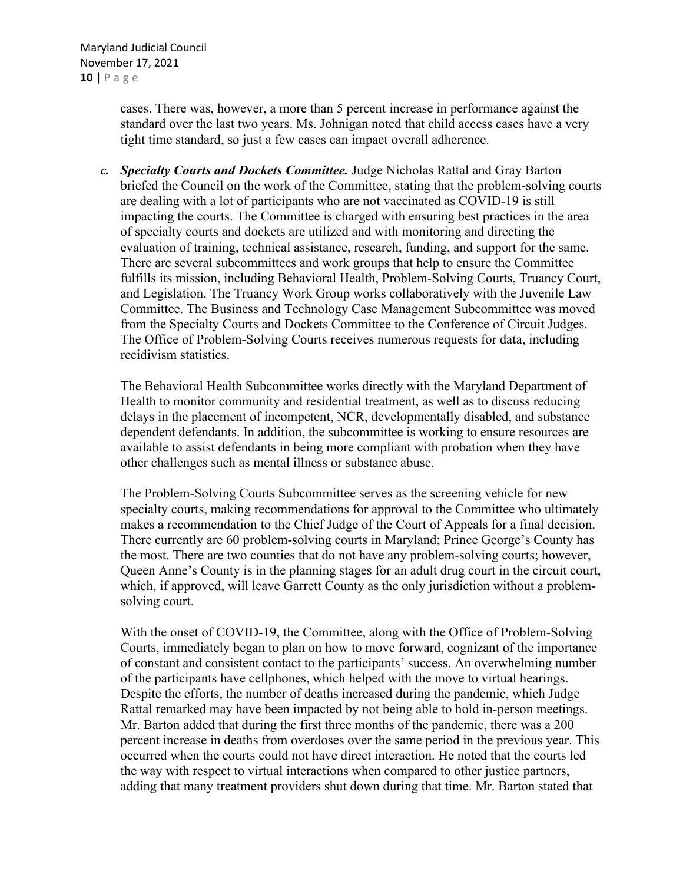cases. There was, however, a more than 5 percent increase in performance against the standard over the last two years. Ms. Johnigan noted that child access cases have a very tight time standard, so just a few cases can impact overall adherence.

*c.* ***Specialty Courts and Dockets Committee.*** Judge Nicholas Rattal and Gray Barton briefed the Council on the work of the Committee, stating that the problem-solving courts are dealing with a lot of participants who are not vaccinated as COVID-19 is still impacting the courts. The Committee is charged with ensuring best practices in the area of specialty courts and dockets are utilized and with monitoring and directing the evaluation of training, technical assistance, research, funding, and support for the same. There are several subcommittees and work groups that help to ensure the Committee fulfills its mission, including Behavioral Health, Problem-Solving Courts, Truancy Court, and Legislation. The Truancy Work Group works collaboratively with the Juvenile Law Committee. The Business and Technology Case Management Subcommittee was moved from the Specialty Courts and Dockets Committee to the Conference of Circuit Judges. The Office of Problem-Solving Courts receives numerous requests for data, including recidivism statistics.

The Behavioral Health Subcommittee works directly with the Maryland Department of Health to monitor community and residential treatment, as well as to discuss reducing delays in the placement of incompetent, NCR, developmentally disabled, and substance dependent defendants. In addition, the subcommittee is working to ensure resources are available to assist defendants in being more compliant with probation when they have other challenges such as mental illness or substance abuse.

The Problem-Solving Courts Subcommittee serves as the screening vehicle for new specialty courts, making recommendations for approval to the Committee who ultimately makes a recommendation to the Chief Judge of the Court of Appeals for a final decision. There currently are 60 problem-solving courts in Maryland; Prince George's County has the most. There are two counties that do not have any problem-solving courts; however, Queen Anne's County is in the planning stages for an adult drug court in the circuit court, which, if approved, will leave Garrett County as the only jurisdiction without a problem-solving court.

With the onset of COVID-19, the Committee, along with the Office of Problem-Solving Courts, immediately began to plan on how to move forward, cognizant of the importance of constant and consistent contact to the participants' success. An overwhelming number of the participants have cellphones, which helped with the move to virtual hearings. Despite the efforts, the number of deaths increased during the pandemic, which Judge Rattal remarked may have been impacted by not being able to hold in-person meetings. Mr. Barton added that during the first three months of the pandemic, there was a 200 percent increase in deaths from overdoses over the same period in the previous year. This occurred when the courts could not have direct interaction. He noted that the courts led the way with respect to virtual interactions when compared to other justice partners, adding that many treatment providers shut down during that time. Mr. Barton stated that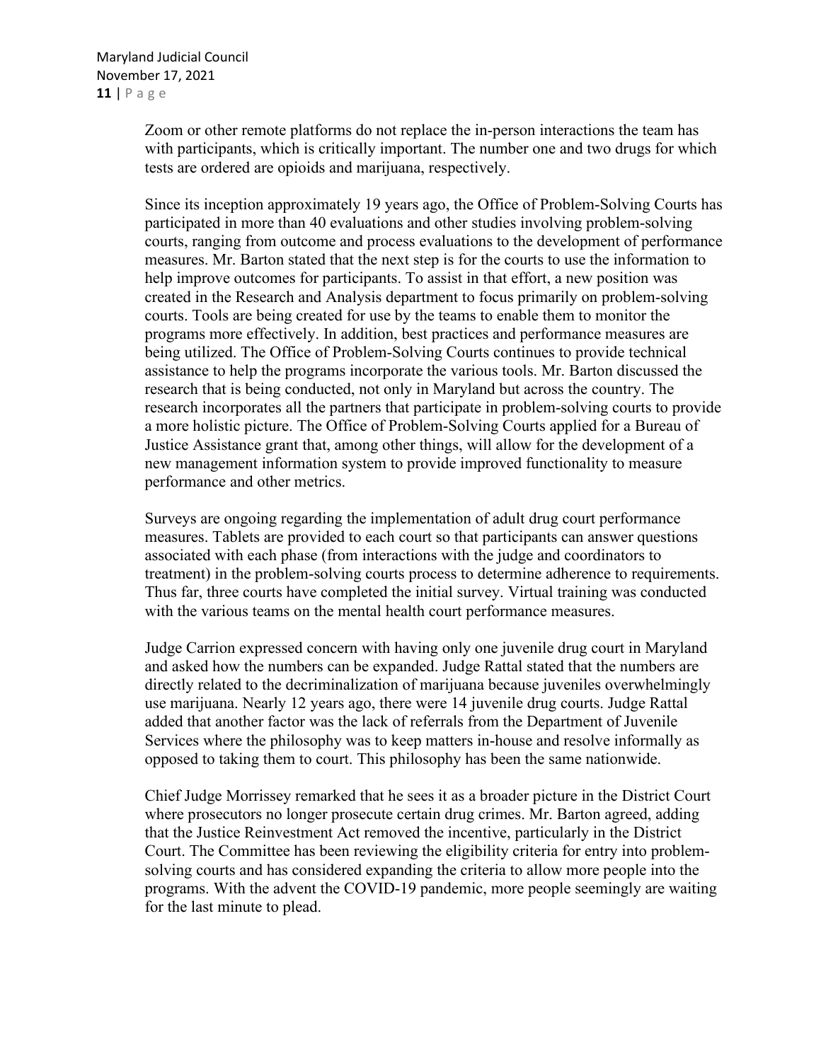Zoom or other remote platforms do not replace the in-person interactions the team has with participants, which is critically important. The number one and two drugs for which tests are ordered are opioids and marijuana, respectively.

Since its inception approximately 19 years ago, the Office of Problem-Solving Courts has participated in more than 40 evaluations and other studies involving problem-solving courts, ranging from outcome and process evaluations to the development of performance measures. Mr. Barton stated that the next step is for the courts to use the information to help improve outcomes for participants. To assist in that effort, a new position was created in the Research and Analysis department to focus primarily on problem-solving courts. Tools are being created for use by the teams to enable them to monitor the programs more effectively. In addition, best practices and performance measures are being utilized. The Office of Problem-Solving Courts continues to provide technical assistance to help the programs incorporate the various tools. Mr. Barton discussed the research that is being conducted, not only in Maryland but across the country. The research incorporates all the partners that participate in problem-solving courts to provide a more holistic picture. The Office of Problem-Solving Courts applied for a Bureau of Justice Assistance grant that, among other things, will allow for the development of a new management information system to provide improved functionality to measure performance and other metrics.

Surveys are ongoing regarding the implementation of adult drug court performance measures. Tablets are provided to each court so that participants can answer questions associated with each phase (from interactions with the judge and coordinators to treatment) in the problem-solving courts process to determine adherence to requirements. Thus far, three courts have completed the initial survey. Virtual training was conducted with the various teams on the mental health court performance measures.

Judge Carrion expressed concern with having only one juvenile drug court in Maryland and asked how the numbers can be expanded. Judge Rattal stated that the numbers are directly related to the decriminalization of marijuana because juveniles overwhelmingly use marijuana. Nearly 12 years ago, there were 14 juvenile drug courts. Judge Rattal added that another factor was the lack of referrals from the Department of Juvenile Services where the philosophy was to keep matters in-house and resolve informally as opposed to taking them to court. This philosophy has been the same nationwide.

Chief Judge Morrissey remarked that he sees it as a broader picture in the District Court where prosecutors no longer prosecute certain drug crimes. Mr. Barton agreed, adding that the Justice Reinvestment Act removed the incentive, particularly in the District Court. The Committee has been reviewing the eligibility criteria for entry into problem-solving courts and has considered expanding the criteria to allow more people into the programs. With the advent the COVID-19 pandemic, more people seemingly are waiting for the last minute to plead.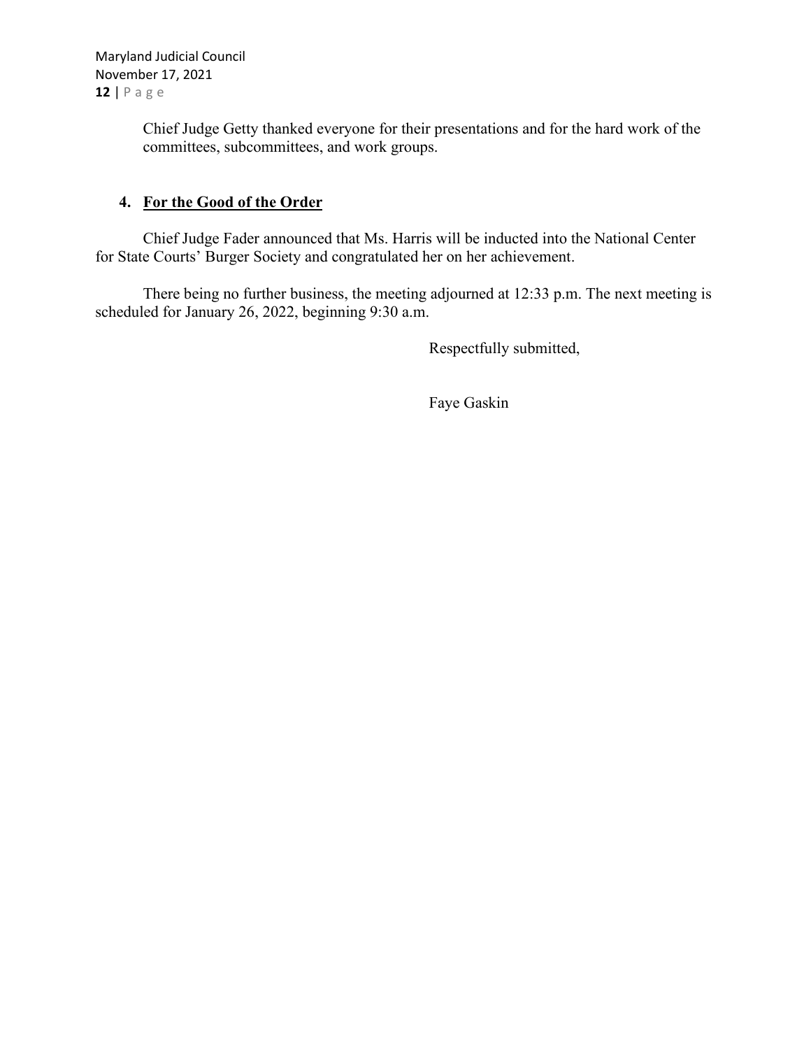Chief Judge Getty thanked everyone for their presentations and for the hard work of the committees, subcommittees, and work groups.

## 4. For the Good of the Order

Chief Judge Fader announced that Ms. Harris will be inducted into the National Center for State Courts' Burger Society and congratulated her on her achievement.

There being no further business, the meeting adjourned at 12:33 p.m. The next meeting is scheduled for January 26, 2022, beginning 9:30 a.m.

Respectfully submitted,

Faye Gaskin